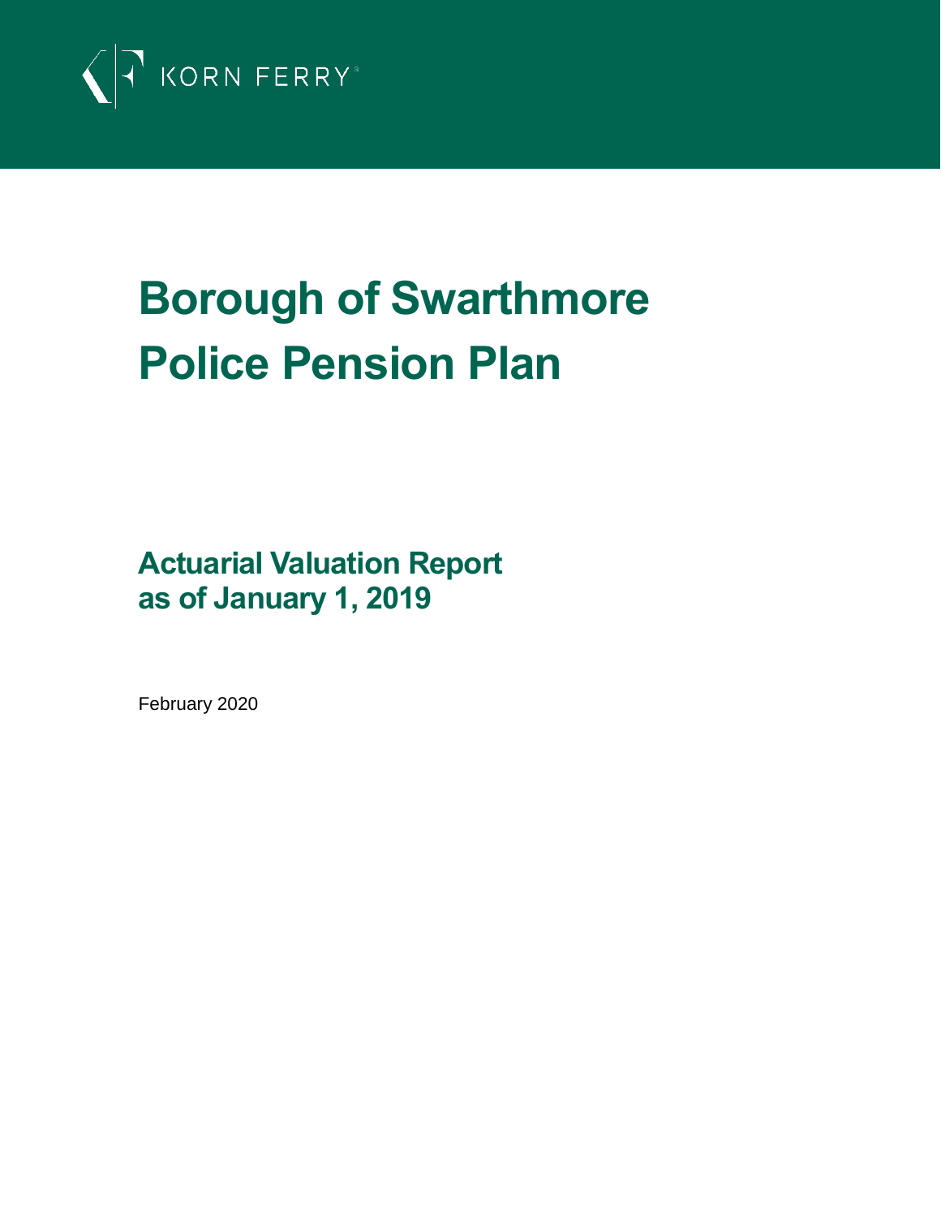KORN FERRY

# Borough of Swarthmore Police Pension Plan

## Actuarial Valuation Report as of January 1, 2019

February 2020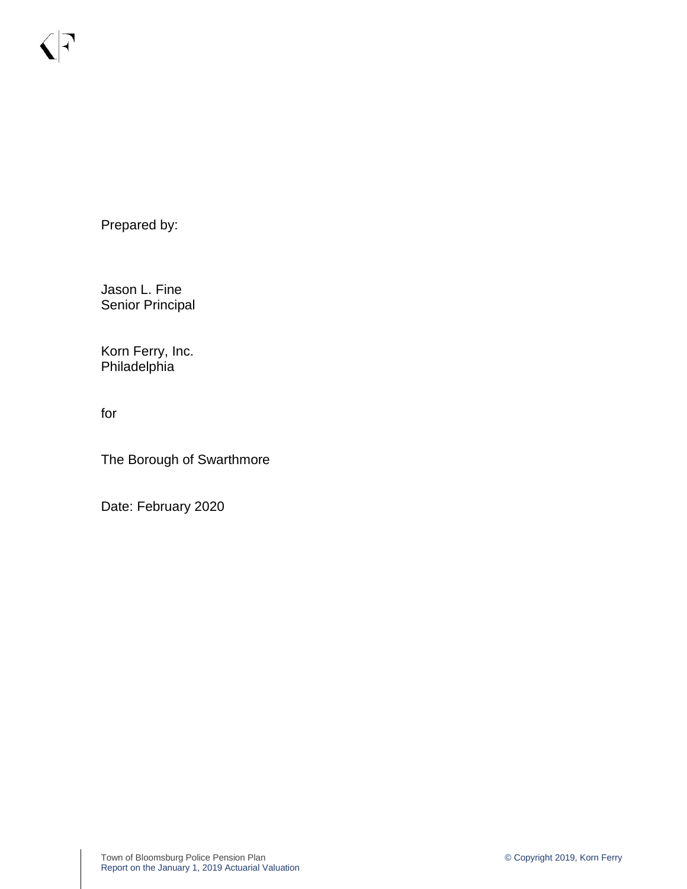Prepared by:

Jason L. Fine
Senior Principal

Korn Ferry, Inc.
Philadelphia

for

The Borough of Swarthmore

Date: February 2020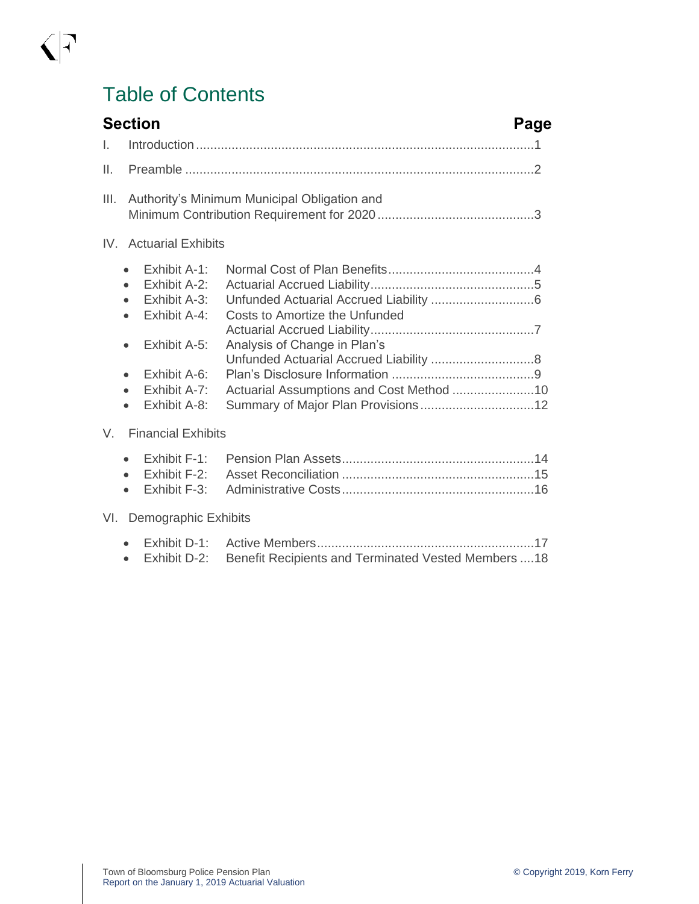# Table of Contents

| Section | | Page |
|---|---|---|
| I. | Introduction | 1 |
| II. | Preamble | 2 |
| III. | Authority's Minimum Municipal Obligation and Minimum Contribution Requirement for 2020 | 3 |
| IV. | Actuarial Exhibits | |
| | • Exhibit A-1: Normal Cost of Plan Benefits | 4 |
| | • Exhibit A-2: Actuarial Accrued Liability | 5 |
| | • Exhibit A-3: Unfunded Actuarial Accrued Liability | 6 |
| | • Exhibit A-4: Costs to Amortize the Unfunded Actuarial Accrued Liability | 7 |
| | • Exhibit A-5: Analysis of Change in Plan's Unfunded Actuarial Accrued Liability | 8 |
| | • Exhibit A-6: Plan's Disclosure Information | 9 |
| | • Exhibit A-7: Actuarial Assumptions and Cost Method | 10 |
| | • Exhibit A-8: Summary of Major Plan Provisions | 12 |
| V. | Financial Exhibits | |
| | • Exhibit F-1: Pension Plan Assets | 14 |
| | • Exhibit F-2: Asset Reconciliation | 15 |
| | • Exhibit F-3: Administrative Costs | 16 |
| VI. | Demographic Exhibits | |
| | • Exhibit D-1: Active Members | 17 |
| | • Exhibit D-2: Benefit Recipients and Terminated Vested Members | 18 |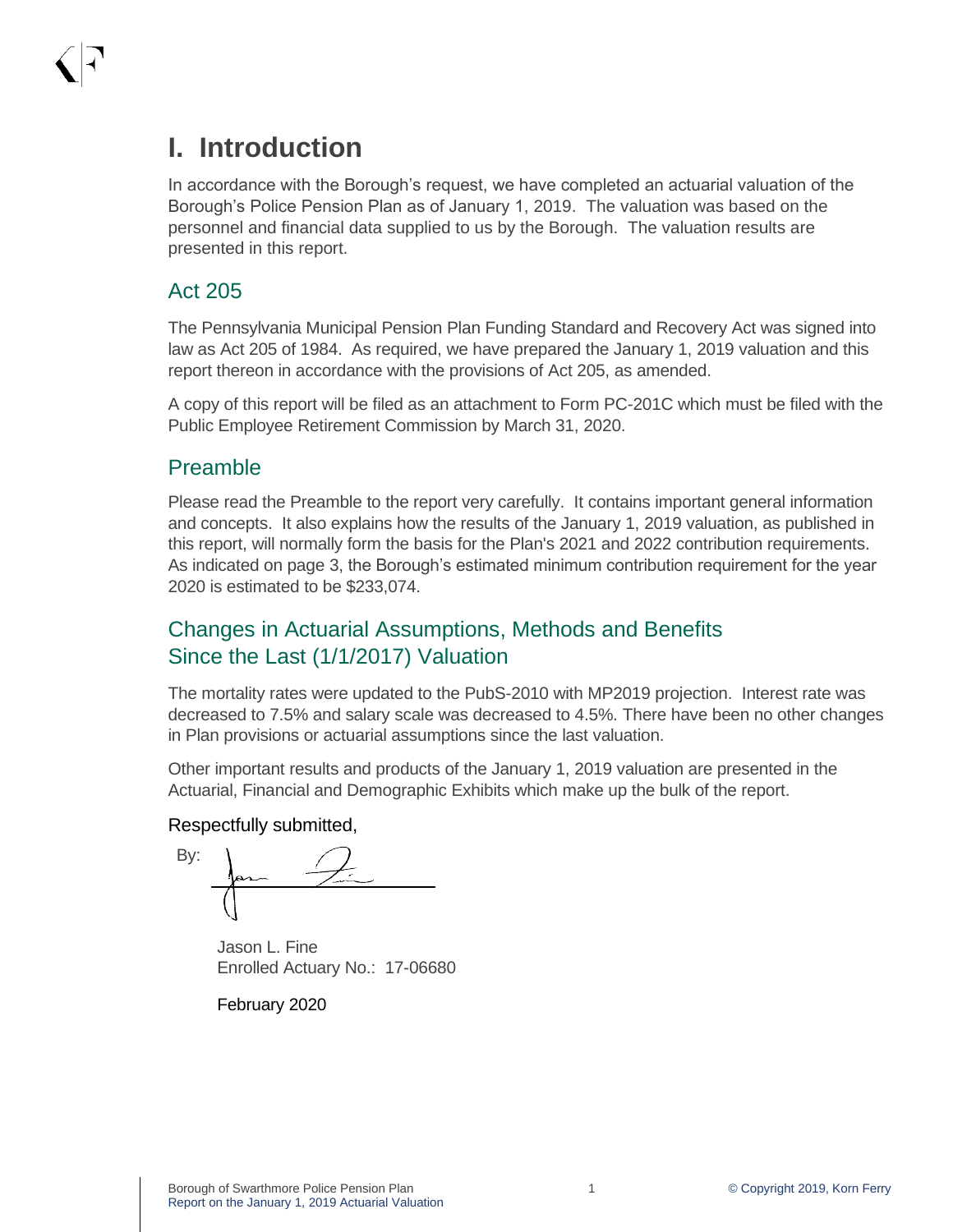# I. Introduction

In accordance with the Borough's request, we have completed an actuarial valuation of the Borough's Police Pension Plan as of January 1, 2019. The valuation was based on the personnel and financial data supplied to us by the Borough. The valuation results are presented in this report.

## Act 205

The Pennsylvania Municipal Pension Plan Funding Standard and Recovery Act was signed into law as Act 205 of 1984. As required, we have prepared the January 1, 2019 valuation and this report thereon in accordance with the provisions of Act 205, as amended.

A copy of this report will be filed as an attachment to Form PC-201C which must be filed with the Public Employee Retirement Commission by March 31, 2020.

## Preamble

Please read the Preamble to the report very carefully. It contains important general information and concepts. It also explains how the results of the January 1, 2019 valuation, as published in this report, will normally form the basis for the Plan's 2021 and 2022 contribution requirements. As indicated on page 3, the Borough's estimated minimum contribution requirement for the year 2020 is estimated to be $233,074.

## Changes in Actuarial Assumptions, Methods and Benefits Since the Last (1/1/2017) Valuation

The mortality rates were updated to the PubS-2010 with MP2019 projection. Interest rate was decreased to 7.5% and salary scale was decreased to 4.5%. There have been no other changes in Plan provisions or actuarial assumptions since the last valuation.

Other important results and products of the January 1, 2019 valuation are presented in the Actuarial, Financial and Demographic Exhibits which make up the bulk of the report.

Respectfully submitted,

By:

Jason L. Fine
Enrolled Actuary No.: 17-06680

February 2020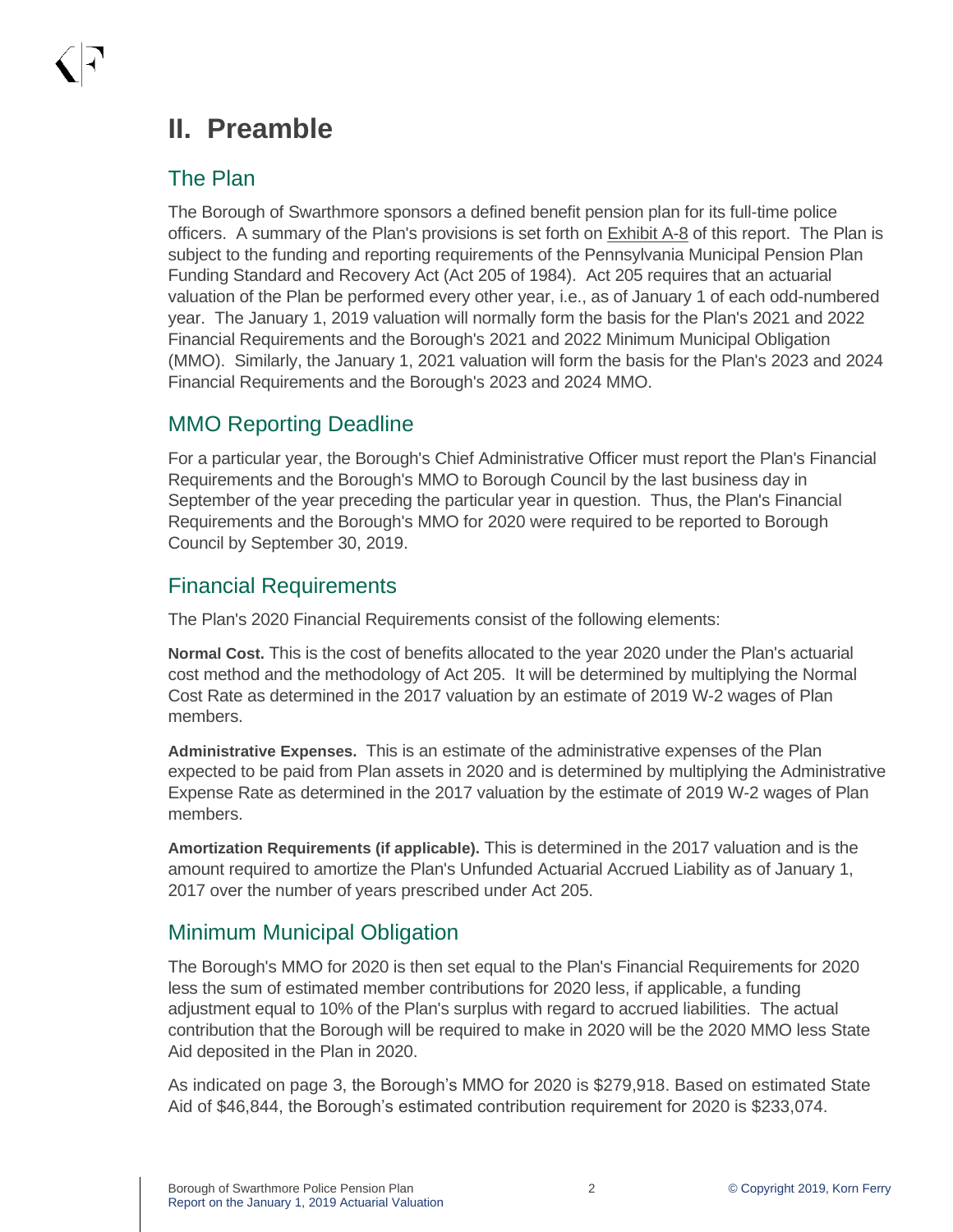# II. Preamble

## The Plan

The Borough of Swarthmore sponsors a defined benefit pension plan for its full-time police officers. A summary of the Plan's provisions is set forth on Exhibit A-8 of this report. The Plan is subject to the funding and reporting requirements of the Pennsylvania Municipal Pension Plan Funding Standard and Recovery Act (Act 205 of 1984). Act 205 requires that an actuarial valuation of the Plan be performed every other year, i.e., as of January 1 of each odd-numbered year. The January 1, 2019 valuation will normally form the basis for the Plan's 2021 and 2022 Financial Requirements and the Borough's 2021 and 2022 Minimum Municipal Obligation (MMO). Similarly, the January 1, 2021 valuation will form the basis for the Plan's 2023 and 2024 Financial Requirements and the Borough's 2023 and 2024 MMO.

## MMO Reporting Deadline

For a particular year, the Borough's Chief Administrative Officer must report the Plan's Financial Requirements and the Borough's MMO to Borough Council by the last business day in September of the year preceding the particular year in question. Thus, the Plan's Financial Requirements and the Borough's MMO for 2020 were required to be reported to Borough Council by September 30, 2019.

## Financial Requirements

The Plan's 2020 Financial Requirements consist of the following elements:

**Normal Cost.** This is the cost of benefits allocated to the year 2020 under the Plan's actuarial cost method and the methodology of Act 205. It will be determined by multiplying the Normal Cost Rate as determined in the 2017 valuation by an estimate of 2019 W-2 wages of Plan members.

**Administrative Expenses.** This is an estimate of the administrative expenses of the Plan expected to be paid from Plan assets in 2020 and is determined by multiplying the Administrative Expense Rate as determined in the 2017 valuation by the estimate of 2019 W-2 wages of Plan members.

**Amortization Requirements (if applicable).** This is determined in the 2017 valuation and is the amount required to amortize the Plan's Unfunded Actuarial Accrued Liability as of January 1, 2017 over the number of years prescribed under Act 205.

## Minimum Municipal Obligation

The Borough's MMO for 2020 is then set equal to the Plan's Financial Requirements for 2020 less the sum of estimated member contributions for 2020 less, if applicable, a funding adjustment equal to 10% of the Plan's surplus with regard to accrued liabilities. The actual contribution that the Borough will be required to make in 2020 will be the 2020 MMO less State Aid deposited in the Plan in 2020.

As indicated on page 3, the Borough's MMO for 2020 is $279,918. Based on estimated State Aid of $46,844, the Borough's estimated contribution requirement for 2020 is $233,074.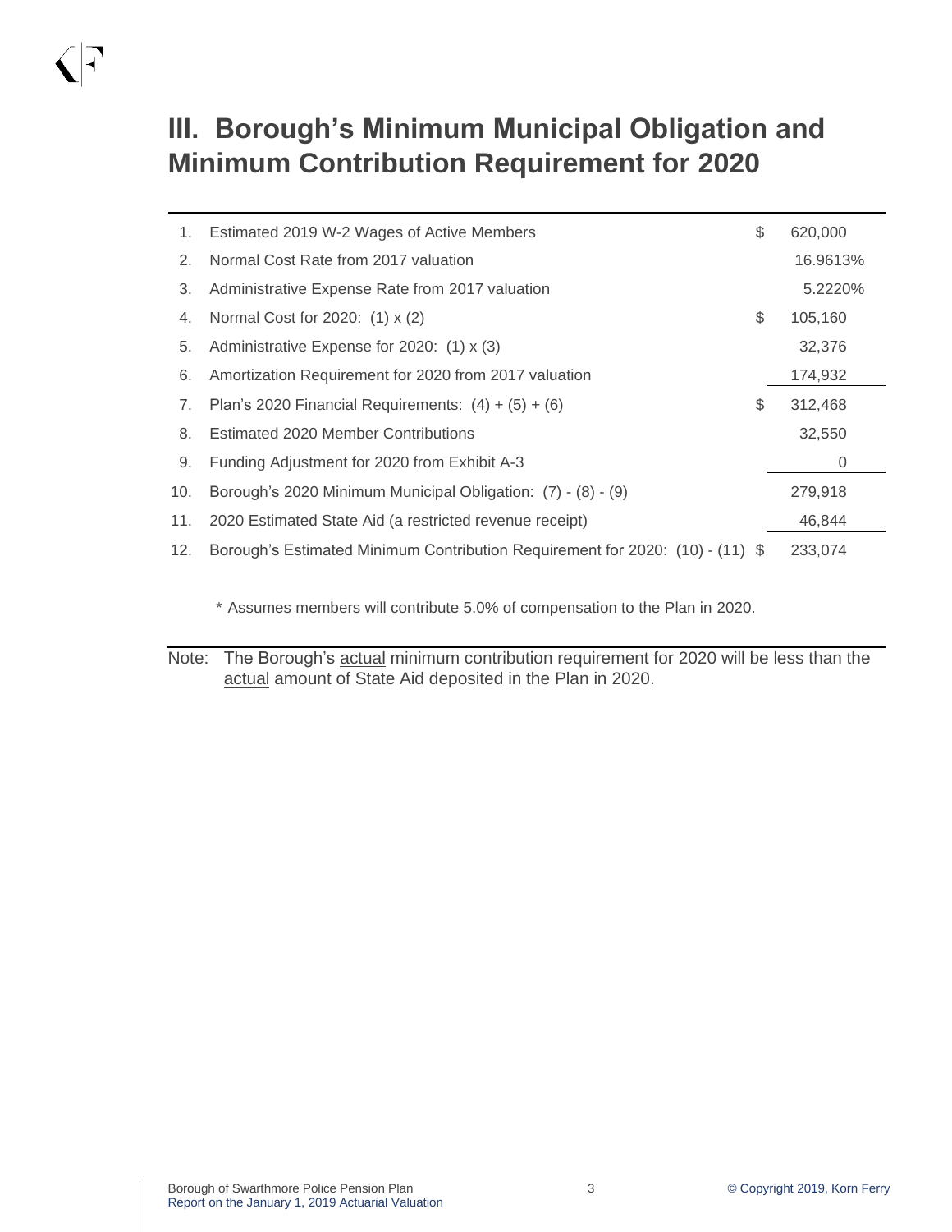# III. Borough's Minimum Municipal Obligation and Minimum Contribution Requirement for 2020

| | | | |
|---|---|---|---|
| 1. | Estimated 2019 W-2 Wages of Active Members | $ | 620,000 |
| 2. | Normal Cost Rate from 2017 valuation | | 16.9613% |
| 3. | Administrative Expense Rate from 2017 valuation | | 5.2220% |
| 4. | Normal Cost for 2020: (1) x (2) | $ | 105,160 |
| 5. | Administrative Expense for 2020: (1) x (3) | | 32,376 |
| 6. | Amortization Requirement for 2020 from 2017 valuation | | 174,932 |
| 7. | Plan's 2020 Financial Requirements: (4) + (5) + (6) | $ | 312,468 |
| 8. | Estimated 2020 Member Contributions | | 32,550 |
| 9. | Funding Adjustment for 2020 from Exhibit A-3 | | 0 |
| 10. | Borough's 2020 Minimum Municipal Obligation: (7) - (8) - (9) | | 279,918 |
| 11. | 2020 Estimated State Aid (a restricted revenue receipt) | | 46,844 |
| 12. | Borough's Estimated Minimum Contribution Requirement for 2020: (10) - (11) | $ | 233,074 |

\* Assumes members will contribute 5.0% of compensation to the Plan in 2020.

Note: The Borough's actual minimum contribution requirement for 2020 will be less than the actual amount of State Aid deposited in the Plan in 2020.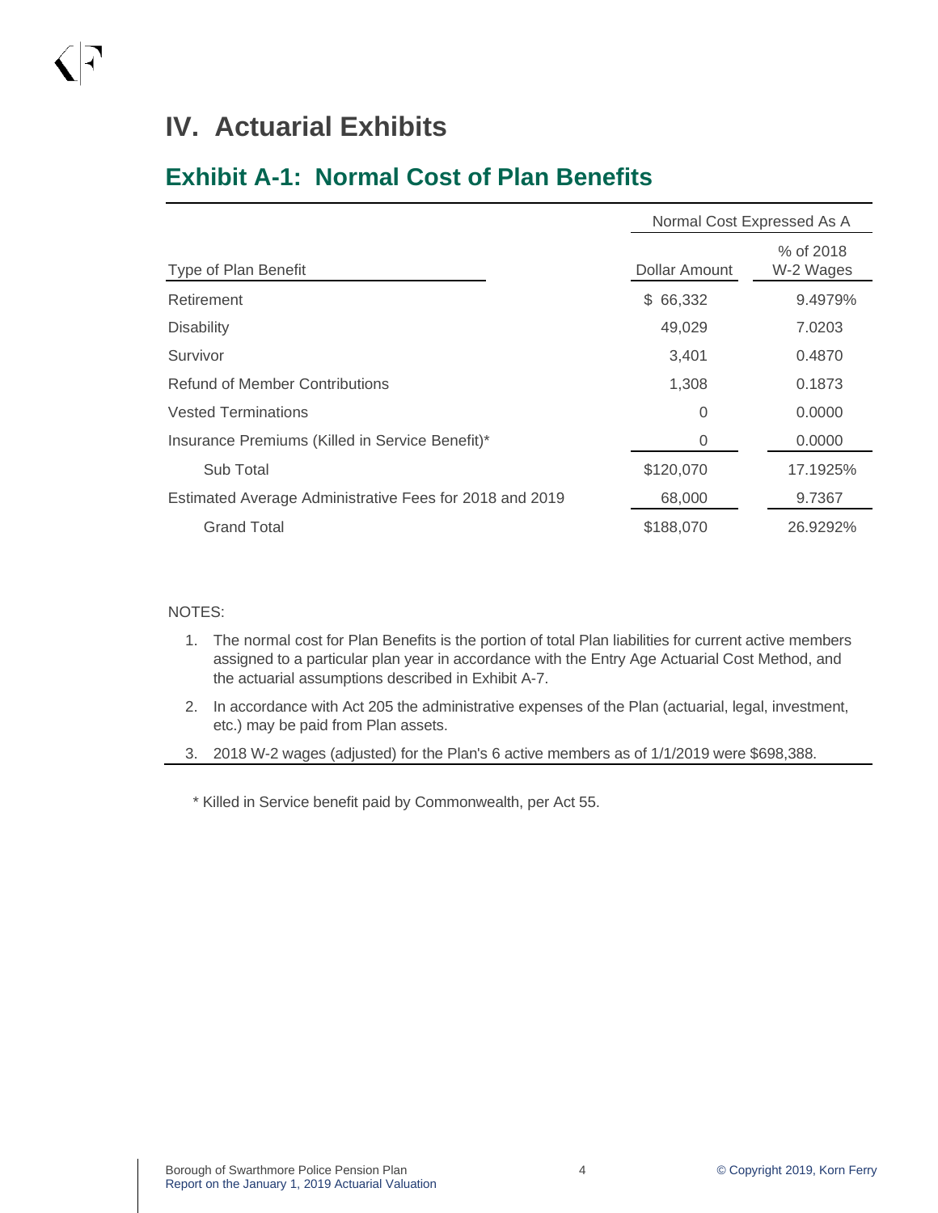# IV. Actuarial Exhibits

## Exhibit A-1: Normal Cost of Plan Benefits

| | Normal Cost Expressed As A | |
|---|---|---|
| Type of Plan Benefit | Dollar Amount | % of 2018 W-2 Wages |
| Retirement | $ 66,332 | 9.4979% |
| Disability | 49,029 | 7.0203 |
| Survivor | 3,401 | 0.4870 |
| Refund of Member Contributions | 1,308 | 0.1873 |
| Vested Terminations | 0 | 0.0000 |
| Insurance Premiums (Killed in Service Benefit)* | 0 | 0.0000 |
| Sub Total | $120,070 | 17.1925% |
| Estimated Average Administrative Fees for 2018 and 2019 | 68,000 | 9.7367 |
| Grand Total | $188,070 | 26.9292% |

NOTES:

1. The normal cost for Plan Benefits is the portion of total Plan liabilities for current active members assigned to a particular plan year in accordance with the Entry Age Actuarial Cost Method, and the actuarial assumptions described in Exhibit A-7.
2. In accordance with Act 205 the administrative expenses of the Plan (actuarial, legal, investment, etc.) may be paid from Plan assets.
3. 2018 W-2 wages (adjusted) for the Plan's 6 active members as of 1/1/2019 were $698,388.

* Killed in Service benefit paid by Commonwealth, per Act 55.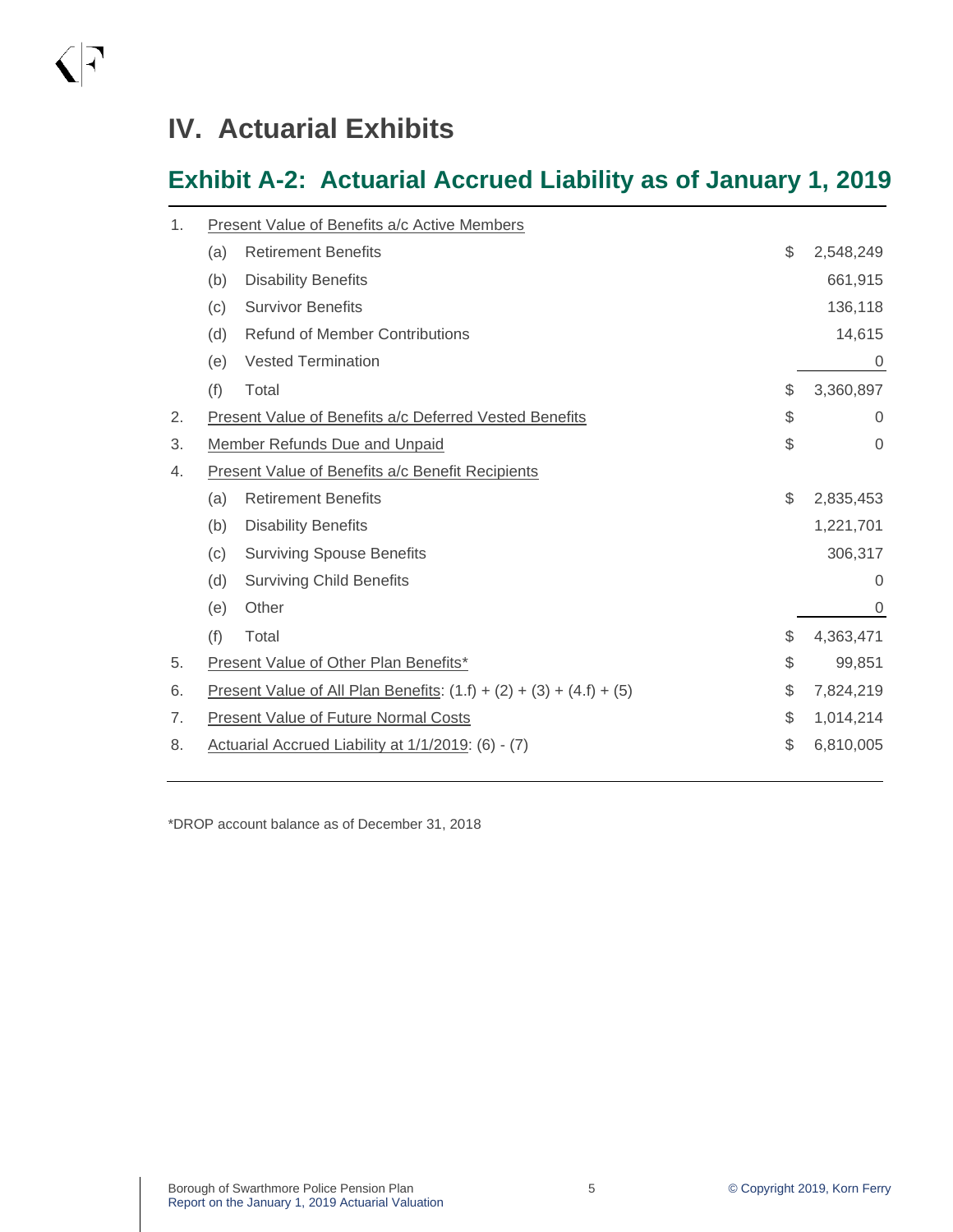# IV. Actuarial Exhibits

## Exhibit A-2: Actuarial Accrued Liability as of January 1, 2019

| | | | | |
|---|---|---|---|---|
| 1. | Present Value of Benefits a/c Active Members | | | |
| | (a) | Retirement Benefits | $ | 2,548,249 |
| | (b) | Disability Benefits | | 661,915 |
| | (c) | Survivor Benefits | | 136,118 |
| | (d) | Refund of Member Contributions | | 14,615 |
| | (e) | Vested Termination | | 0 |
| | (f) | Total | $ | 3,360,897 |
| 2. | Present Value of Benefits a/c Deferred Vested Benefits | | $ | 0 |
| 3. | Member Refunds Due and Unpaid | | $ | 0 |
| 4. | Present Value of Benefits a/c Benefit Recipients | | | |
| | (a) | Retirement Benefits | $ | 2,835,453 |
| | (b) | Disability Benefits | | 1,221,701 |
| | (c) | Surviving Spouse Benefits | | 306,317 |
| | (d) | Surviving Child Benefits | | 0 |
| | (e) | Other | | 0 |
| | (f) | Total | $ | 4,363,471 |
| 5. | Present Value of Other Plan Benefits* | | $ | 99,851 |
| 6. | Present Value of All Plan Benefits: (1.f) + (2) + (3) + (4.f) + (5) | | $ | 7,824,219 |
| 7. | Present Value of Future Normal Costs | | $ | 1,014,214 |
| 8. | Actuarial Accrued Liability at 1/1/2019: (6) - (7) | | $ | 6,810,005 |

*DROP account balance as of December 31, 2018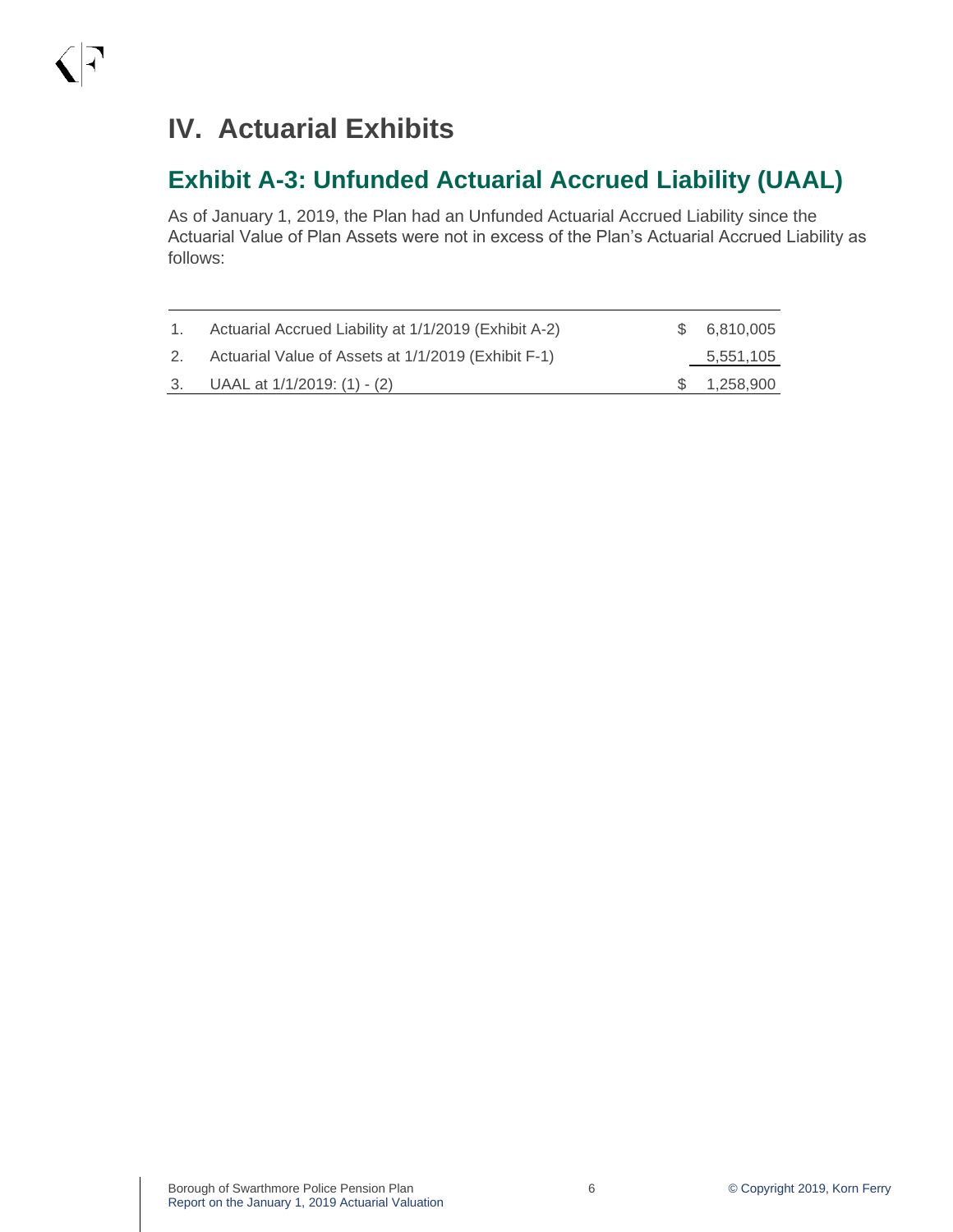# IV. Actuarial Exhibits

## Exhibit A-3: Unfunded Actuarial Accrued Liability (UAAL)

As of January 1, 2019, the Plan had an Unfunded Actuarial Accrued Liability since the Actuarial Value of Plan Assets were not in excess of the Plan's Actuarial Accrued Liability as follows:

| | | |
|---|---|---|
| 1. | Actuarial Accrued Liability at 1/1/2019 (Exhibit A-2) | $ 6,810,005 |
| 2. | Actuarial Value of Assets at 1/1/2019 (Exhibit F-1) | 5,551,105 |
| 3. | UAAL at 1/1/2019: (1) - (2) | $ 1,258,900 |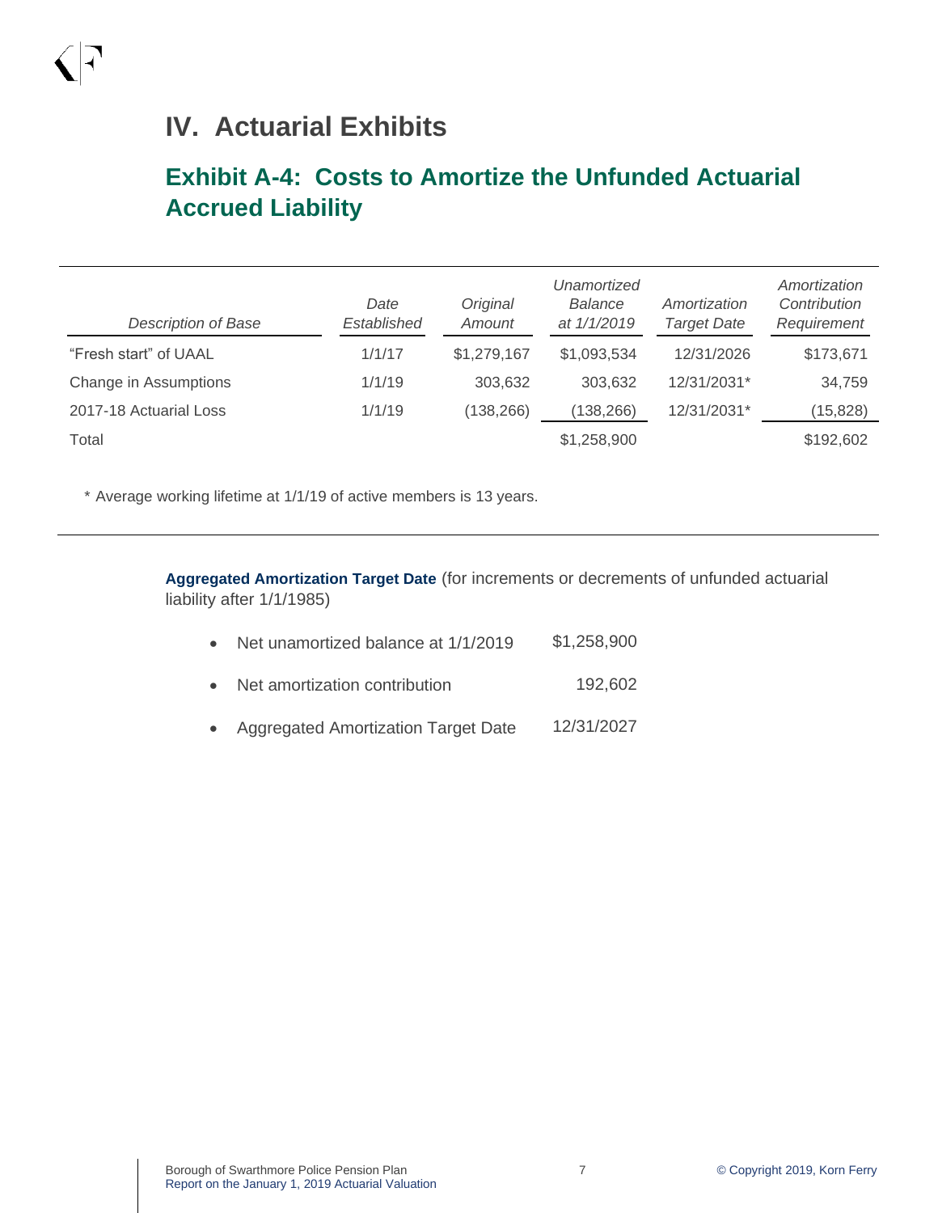# IV. Actuarial Exhibits

## Exhibit A-4: Costs to Amortize the Unfunded Actuarial Accrued Liability

| *Description of Base* | *Date Established* | *Original Amount* | *Unamortized Balance at 1/1/2019* | *Amortization Target Date* | *Amortization Contribution Requirement* |
|---|---|---|---|---|---|
| “Fresh start” of UAAL | 1/1/17 | $1,279,167 | $1,093,534 | 12/31/2026 | $173,671 |
| Change in Assumptions | 1/1/19 | 303,632 | 303,632 | 12/31/2031* | 34,759 |
| 2017-18 Actuarial Loss | 1/1/19 | (138,266) | (138,266) | 12/31/2031* | (15,828) |
| Total | | | $1,258,900 | | $192,602 |

\* Average working lifetime at 1/1/19 of active members is 13 years.

**Aggregated Amortization Target Date** (for increments or decrements of unfunded actuarial liability after 1/1/1985)

- Net unamortized balance at 1/1/2019 — $1,258,900
- Net amortization contribution — 192,602
- Aggregated Amortization Target Date — 12/31/2027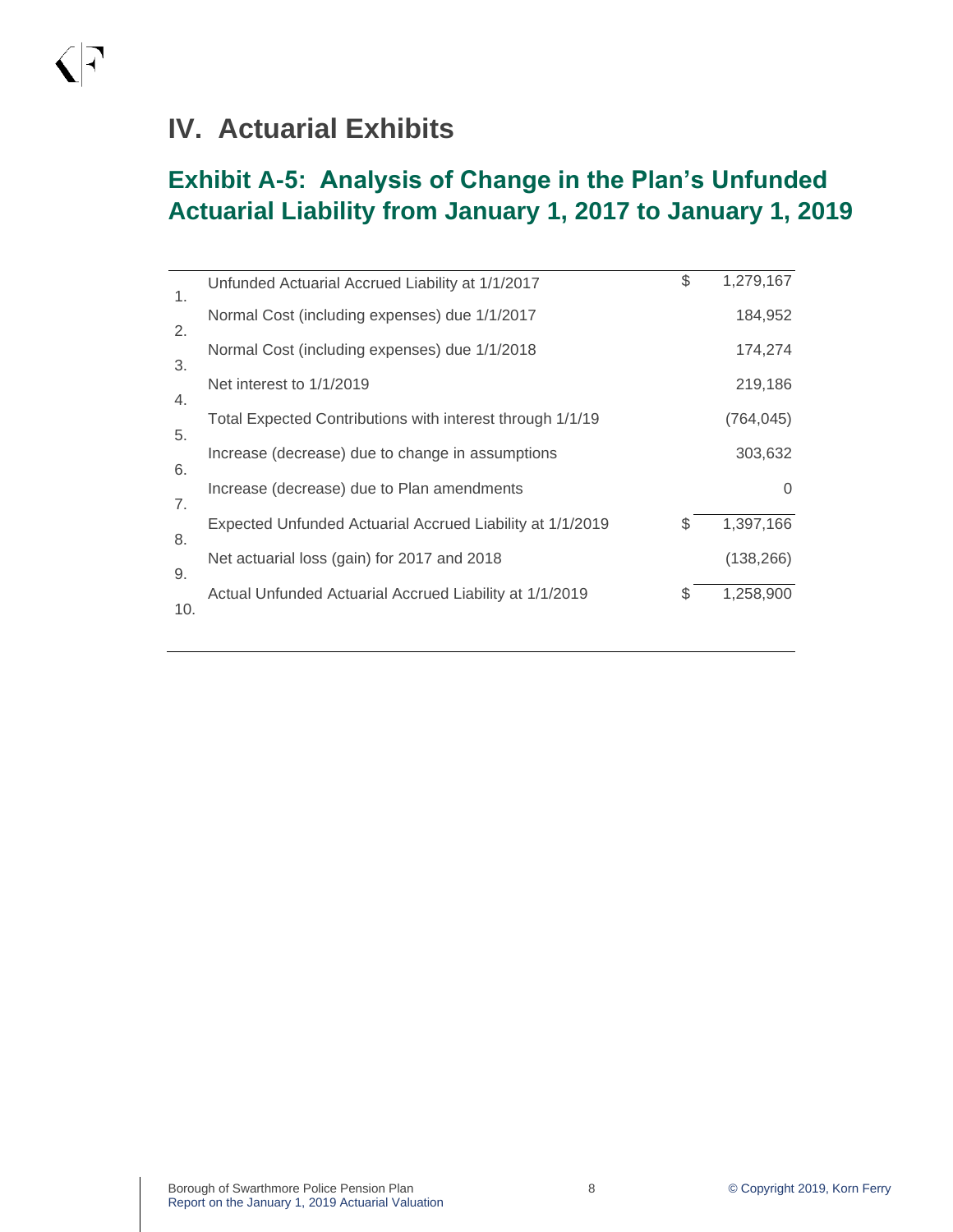# IV. Actuarial Exhibits

## Exhibit A-5: Analysis of Change in the Plan's Unfunded Actuarial Liability from January 1, 2017 to January 1, 2019

| | | | |
|---|---|---|---|
| 1. | Unfunded Actuarial Accrued Liability at 1/1/2017 | $ | 1,279,167 |
| 2. | Normal Cost (including expenses) due 1/1/2017 | | 184,952 |
| 3. | Normal Cost (including expenses) due 1/1/2018 | | 174,274 |
| 4. | Net interest to 1/1/2019 | | 219,186 |
| 5. | Total Expected Contributions with interest through 1/1/19 | | (764,045) |
| 6. | Increase (decrease) due to change in assumptions | | 303,632 |
| 7. | Increase (decrease) due to Plan amendments | | 0 |
| 8. | Expected Unfunded Actuarial Accrued Liability at 1/1/2019 | $ | 1,397,166 |
| 9. | Net actuarial loss (gain) for 2017 and 2018 | | (138,266) |
| 10. | Actual Unfunded Actuarial Accrued Liability at 1/1/2019 | $ | 1,258,900 |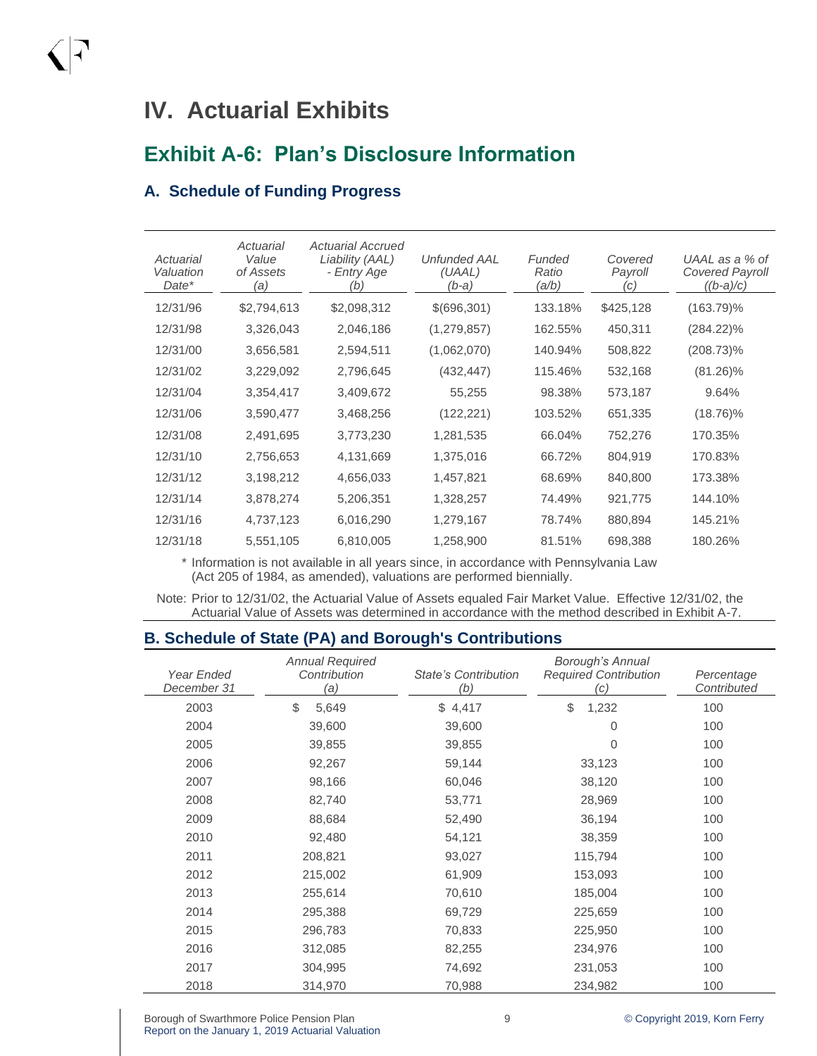# IV. Actuarial Exhibits

## Exhibit A-6: Plan's Disclosure Information

### A. Schedule of Funding Progress

| *Actuarial Valuation Date** | *Actuarial Value of Assets (a)* | *Actuarial Accrued Liability (AAL) - Entry Age (b)* | *Unfunded AAL (UAAL) (b-a)* | *Funded Ratio (a/b)* | *Covered Payroll (c)* | *UAAL as a % of Covered Payroll ((b-a)/c)* |
|---|---|---|---|---|---|---|
| 12/31/96 | $2,794,613 | $2,098,312 | $(696,301) | 133.18% | $425,128 | (163.79)% |
| 12/31/98 | 3,326,043 | 2,046,186 | (1,279,857) | 162.55% | 450,311 | (284.22)% |
| 12/31/00 | 3,656,581 | 2,594,511 | (1,062,070) | 140.94% | 508,822 | (208.73)% |
| 12/31/02 | 3,229,092 | 2,796,645 | (432,447) | 115.46% | 532,168 | (81.26)% |
| 12/31/04 | 3,354,417 | 3,409,672 | 55,255 | 98.38% | 573,187 | 9.64% |
| 12/31/06 | 3,590,477 | 3,468,256 | (122,221) | 103.52% | 651,335 | (18.76)% |
| 12/31/08 | 2,491,695 | 3,773,230 | 1,281,535 | 66.04% | 752,276 | 170.35% |
| 12/31/10 | 2,756,653 | 4,131,669 | 1,375,016 | 66.72% | 804,919 | 170.83% |
| 12/31/12 | 3,198,212 | 4,656,033 | 1,457,821 | 68.69% | 840,800 | 173.38% |
| 12/31/14 | 3,878,274 | 5,206,351 | 1,328,257 | 74.49% | 921,775 | 144.10% |
| 12/31/16 | 4,737,123 | 6,016,290 | 1,279,167 | 78.74% | 880,894 | 145.21% |
| 12/31/18 | 5,551,105 | 6,810,005 | 1,258,900 | 81.51% | 698,388 | 180.26% |

\* Information is not available in all years since, in accordance with Pennsylvania Law (Act 205 of 1984, as amended), valuations are performed biennially.

Note: Prior to 12/31/02, the Actuarial Value of Assets equaled Fair Market Value. Effective 12/31/02, the Actuarial Value of Assets was determined in accordance with the method described in Exhibit A-7.

### B. Schedule of State (PA) and Borough's Contributions

| *Year Ended December 31* | *Annual Required Contribution (a)* | *State's Contribution (b)* | *Borough's Annual Required Contribution (c)* | *Percentage Contributed* |
|---|---|---|---|---|
| 2003 | $ 5,649 | $ 4,417 | $ 1,232 | 100 |
| 2004 | 39,600 | 39,600 | 0 | 100 |
| 2005 | 39,855 | 39,855 | 0 | 100 |
| 2006 | 92,267 | 59,144 | 33,123 | 100 |
| 2007 | 98,166 | 60,046 | 38,120 | 100 |
| 2008 | 82,740 | 53,771 | 28,969 | 100 |
| 2009 | 88,684 | 52,490 | 36,194 | 100 |
| 2010 | 92,480 | 54,121 | 38,359 | 100 |
| 2011 | 208,821 | 93,027 | 115,794 | 100 |
| 2012 | 215,002 | 61,909 | 153,093 | 100 |
| 2013 | 255,614 | 70,610 | 185,004 | 100 |
| 2014 | 295,388 | 69,729 | 225,659 | 100 |
| 2015 | 296,783 | 70,833 | 225,950 | 100 |
| 2016 | 312,085 | 82,255 | 234,976 | 100 |
| 2017 | 304,995 | 74,692 | 231,053 | 100 |
| 2018 | 314,970 | 70,988 | 234,982 | 100 |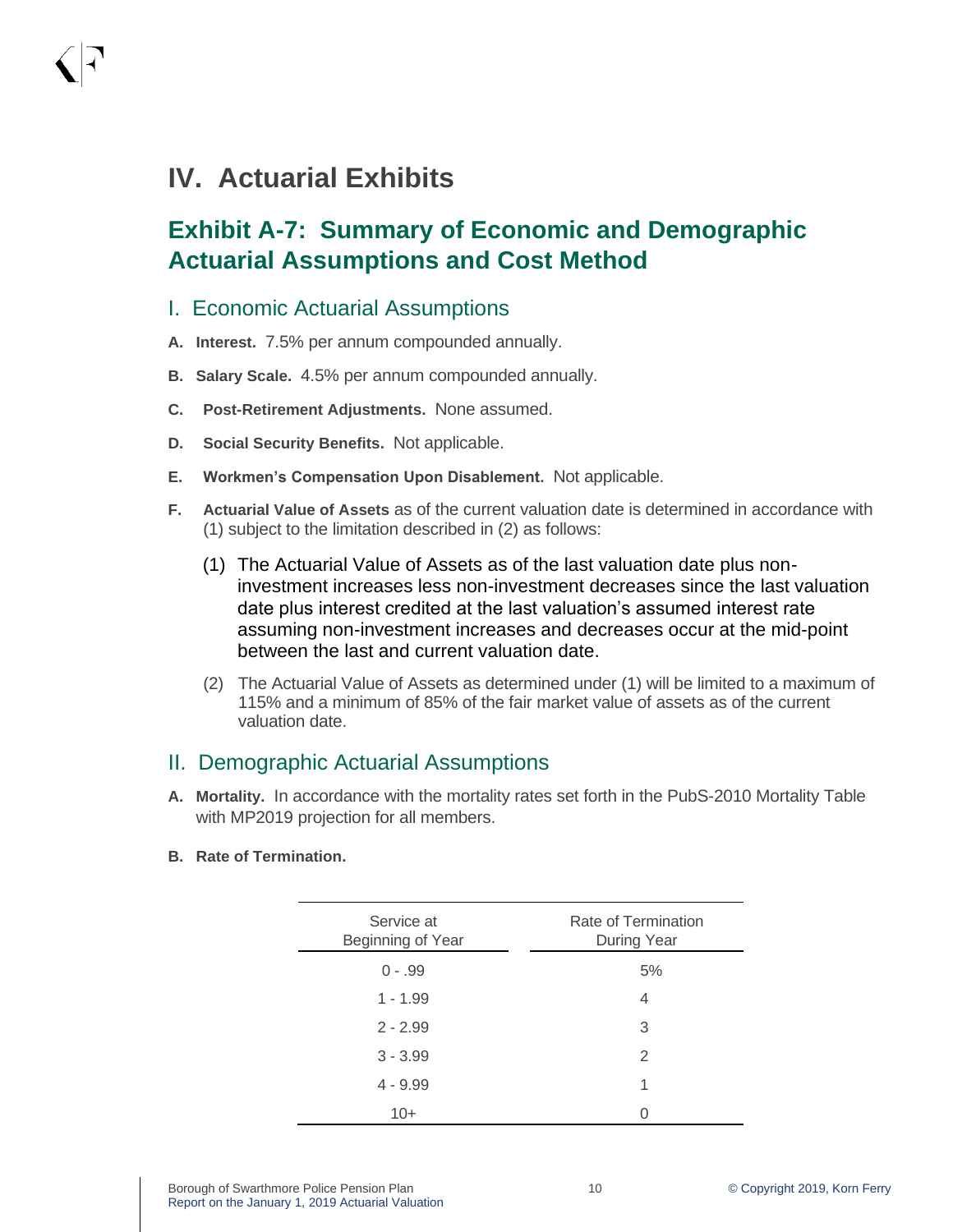# IV. Actuarial Exhibits

## Exhibit A-7: Summary of Economic and Demographic Actuarial Assumptions and Cost Method

### I. Economic Actuarial Assumptions

**A. Interest.** 7.5% per annum compounded annually.

**B. Salary Scale.** 4.5% per annum compounded annually.

**C. Post-Retirement Adjustments.** None assumed.

**D. Social Security Benefits.** Not applicable.

**E. Workmen's Compensation Upon Disablement.** Not applicable.

**F. Actuarial Value of Assets** as of the current valuation date is determined in accordance with (1) subject to the limitation described in (2) as follows:

(1) The Actuarial Value of Assets as of the last valuation date plus non-investment increases less non-investment decreases since the last valuation date plus interest credited at the last valuation's assumed interest rate assuming non-investment increases and decreases occur at the mid-point between the last and current valuation date.

(2) The Actuarial Value of Assets as determined under (1) will be limited to a maximum of 115% and a minimum of 85% of the fair market value of assets as of the current valuation date.

### II. Demographic Actuarial Assumptions

**A. Mortality.** In accordance with the mortality rates set forth in the PubS-2010 Mortality Table with MP2019 projection for all members.

**B. Rate of Termination.**

| Service at Beginning of Year | Rate of Termination During Year |
|---|---|
| 0 - .99 | 5% |
| 1 - 1.99 | 4 |
| 2 - 2.99 | 3 |
| 3 - 3.99 | 2 |
| 4 - 9.99 | 1 |
| 10+ | 0 |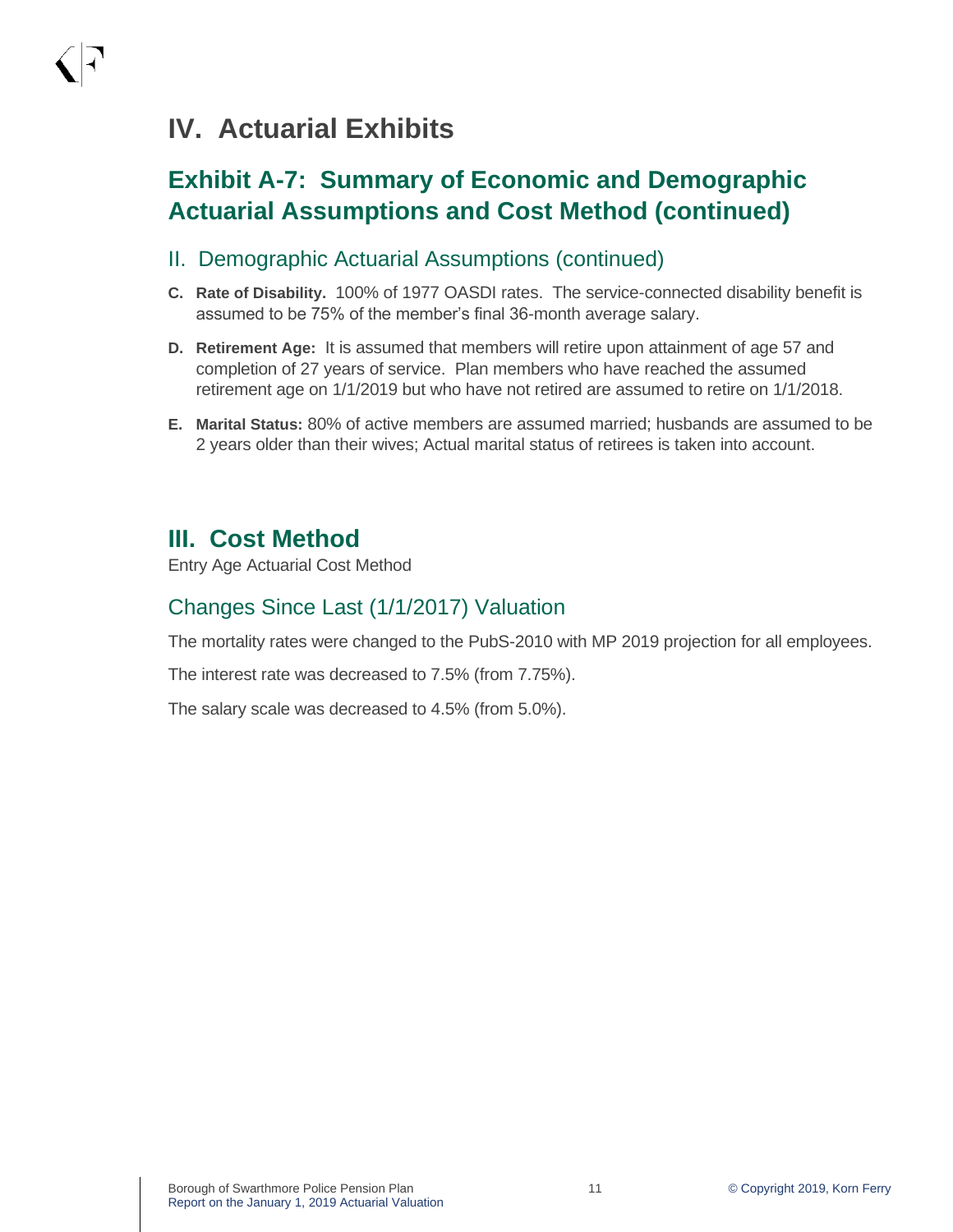# IV. Actuarial Exhibits

## Exhibit A-7: Summary of Economic and Demographic Actuarial Assumptions and Cost Method (continued)

### II. Demographic Actuarial Assumptions (continued)

**C. Rate of Disability.** 100% of 1977 OASDI rates. The service-connected disability benefit is assumed to be 75% of the member's final 36-month average salary.

**D. Retirement Age:** It is assumed that members will retire upon attainment of age 57 and completion of 27 years of service. Plan members who have reached the assumed retirement age on 1/1/2019 but who have not retired are assumed to retire on 1/1/2018.

**E. Marital Status:** 80% of active members are assumed married; husbands are assumed to be 2 years older than their wives; Actual marital status of retirees is taken into account.

## III. Cost Method

Entry Age Actuarial Cost Method

### Changes Since Last (1/1/2017) Valuation

The mortality rates were changed to the PubS-2010 with MP 2019 projection for all employees.

The interest rate was decreased to 7.5% (from 7.75%).

The salary scale was decreased to 4.5% (from 5.0%).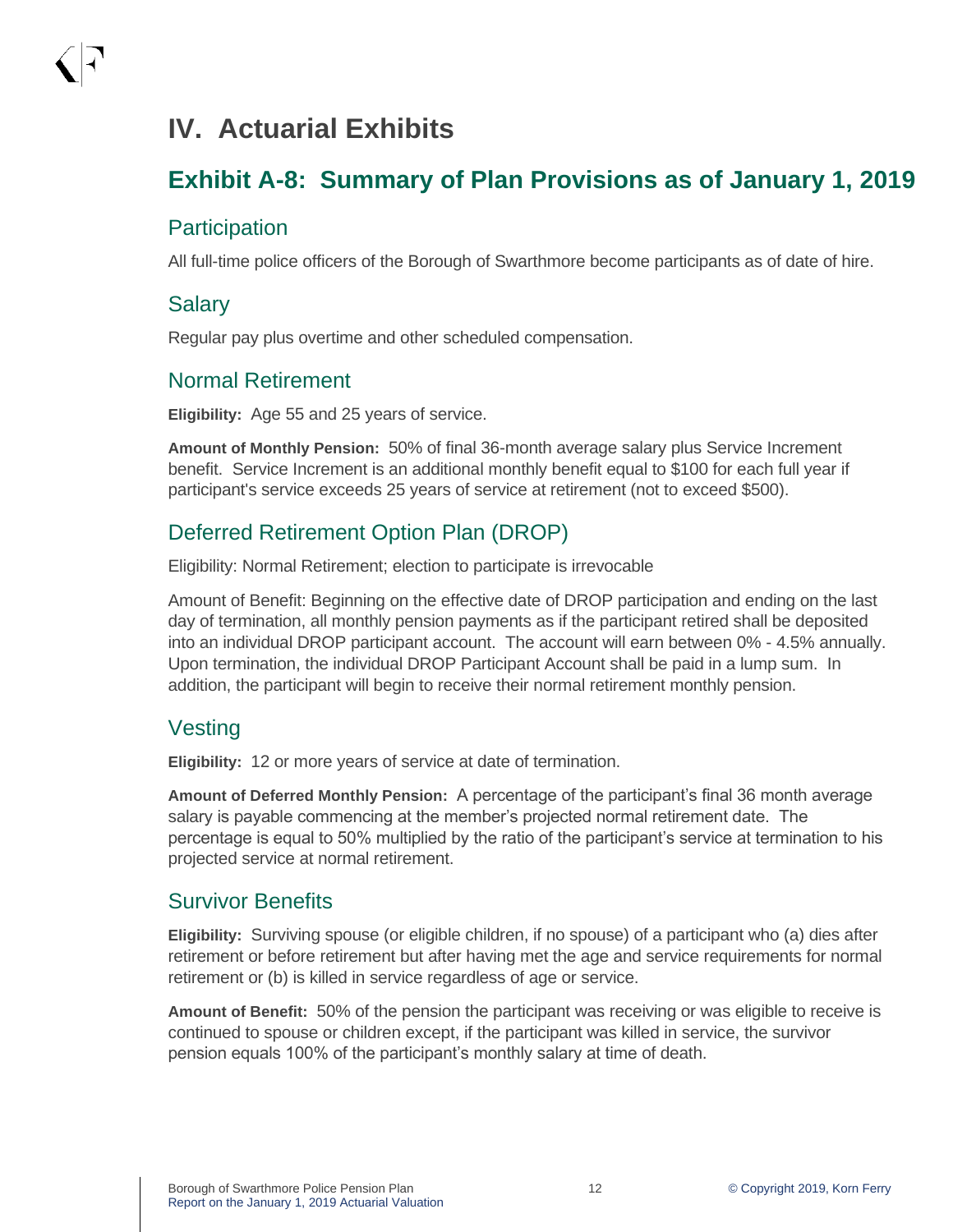# IV. Actuarial Exhibits

## Exhibit A-8: Summary of Plan Provisions as of January 1, 2019

### Participation

All full-time police officers of the Borough of Swarthmore become participants as of date of hire.

### Salary

Regular pay plus overtime and other scheduled compensation.

### Normal Retirement

**Eligibility:** Age 55 and 25 years of service.

**Amount of Monthly Pension:** 50% of final 36-month average salary plus Service Increment benefit. Service Increment is an additional monthly benefit equal to $100 for each full year if participant's service exceeds 25 years of service at retirement (not to exceed $500).

### Deferred Retirement Option Plan (DROP)

Eligibility: Normal Retirement; election to participate is irrevocable

Amount of Benefit: Beginning on the effective date of DROP participation and ending on the last day of termination, all monthly pension payments as if the participant retired shall be deposited into an individual DROP participant account. The account will earn between 0% - 4.5% annually. Upon termination, the individual DROP Participant Account shall be paid in a lump sum. In addition, the participant will begin to receive their normal retirement monthly pension.

### Vesting

**Eligibility:** 12 or more years of service at date of termination.

**Amount of Deferred Monthly Pension:** A percentage of the participant's final 36 month average salary is payable commencing at the member's projected normal retirement date. The percentage is equal to 50% multiplied by the ratio of the participant's service at termination to his projected service at normal retirement.

### Survivor Benefits

**Eligibility:** Surviving spouse (or eligible children, if no spouse) of a participant who (a) dies after retirement or before retirement but after having met the age and service requirements for normal retirement or (b) is killed in service regardless of age or service.

**Amount of Benefit:** 50% of the pension the participant was receiving or was eligible to receive is continued to spouse or children except, if the participant was killed in service, the survivor pension equals 100% of the participant's monthly salary at time of death.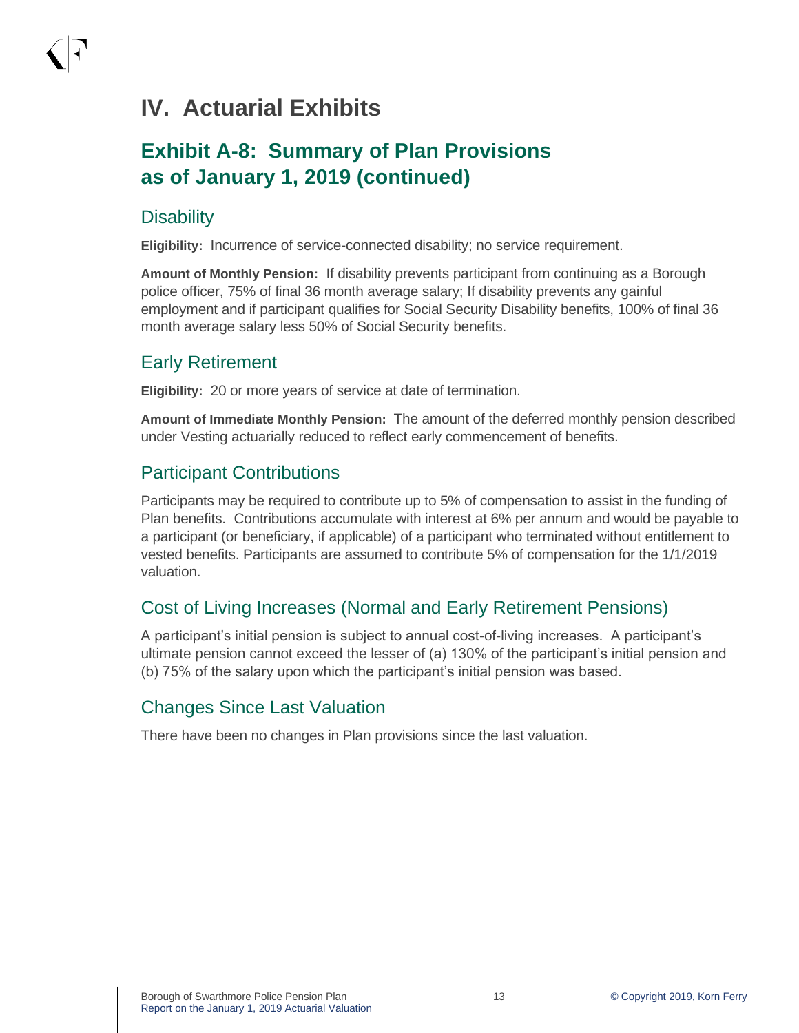# IV. Actuarial Exhibits

## Exhibit A-8: Summary of Plan Provisions as of January 1, 2019 (continued)

### Disability

**Eligibility:** Incurrence of service-connected disability; no service requirement.

**Amount of Monthly Pension:** If disability prevents participant from continuing as a Borough police officer, 75% of final 36 month average salary; If disability prevents any gainful employment and if participant qualifies for Social Security Disability benefits, 100% of final 36 month average salary less 50% of Social Security benefits.

### Early Retirement

**Eligibility:** 20 or more years of service at date of termination.

**Amount of Immediate Monthly Pension:** The amount of the deferred monthly pension described under Vesting actuarially reduced to reflect early commencement of benefits.

### Participant Contributions

Participants may be required to contribute up to 5% of compensation to assist in the funding of Plan benefits. Contributions accumulate with interest at 6% per annum and would be payable to a participant (or beneficiary, if applicable) of a participant who terminated without entitlement to vested benefits. Participants are assumed to contribute 5% of compensation for the 1/1/2019 valuation.

### Cost of Living Increases (Normal and Early Retirement Pensions)

A participant's initial pension is subject to annual cost-of-living increases. A participant's ultimate pension cannot exceed the lesser of (a) 130% of the participant's initial pension and (b) 75% of the salary upon which the participant's initial pension was based.

### Changes Since Last Valuation

There have been no changes in Plan provisions since the last valuation.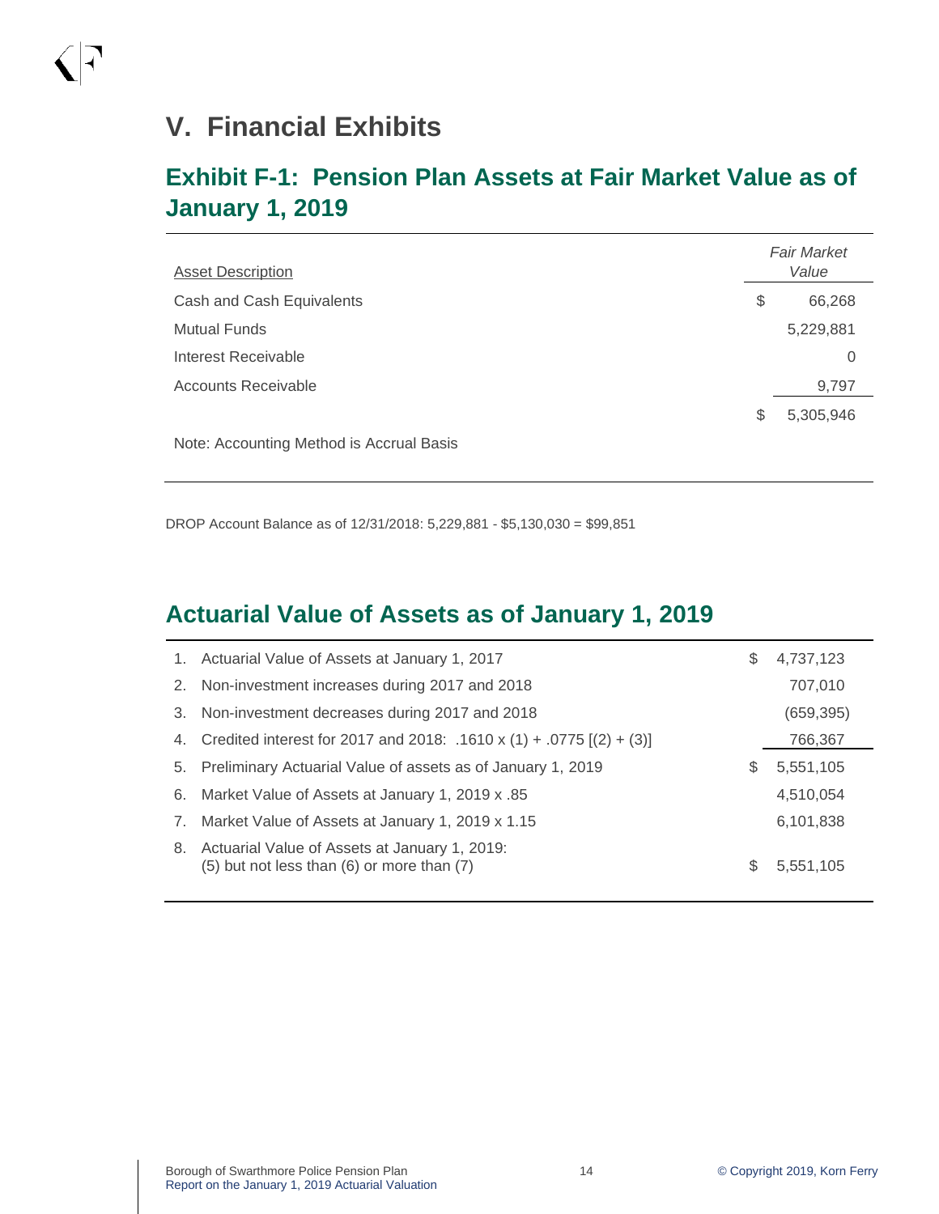# V. Financial Exhibits

## Exhibit F-1: Pension Plan Assets at Fair Market Value as of January 1, 2019

| Asset Description | *Fair Market Value* |
|---|---|
| Cash and Cash Equivalents | $ 66,268 |
| Mutual Funds | 5,229,881 |
| Interest Receivable | 0 |
| Accounts Receivable | 9,797 |
| | $ 5,305,946 |

Note: Accounting Method is Accrual Basis

DROP Account Balance as of 12/31/2018: 5,229,881 - $5,130,030 = $99,851

## Actuarial Value of Assets as of January 1, 2019

| | | |
|---|---|---|
| 1. | Actuarial Value of Assets at January 1, 2017 | $ 4,737,123 |
| 2. | Non-investment increases during 2017 and 2018 | 707,010 |
| 3. | Non-investment decreases during 2017 and 2018 | (659,395) |
| 4. | Credited interest for 2017 and 2018: .1610 x (1) + .0775 [(2) + (3)] | 766,367 |
| 5. | Preliminary Actuarial Value of assets as of January 1, 2019 | $ 5,551,105 |
| 6. | Market Value of Assets at January 1, 2019 x .85 | 4,510,054 |
| 7. | Market Value of Assets at January 1, 2019 x 1.15 | 6,101,838 |
| 8. | Actuarial Value of Assets at January 1, 2019: (5) but not less than (6) or more than (7) | $ 5,551,105 |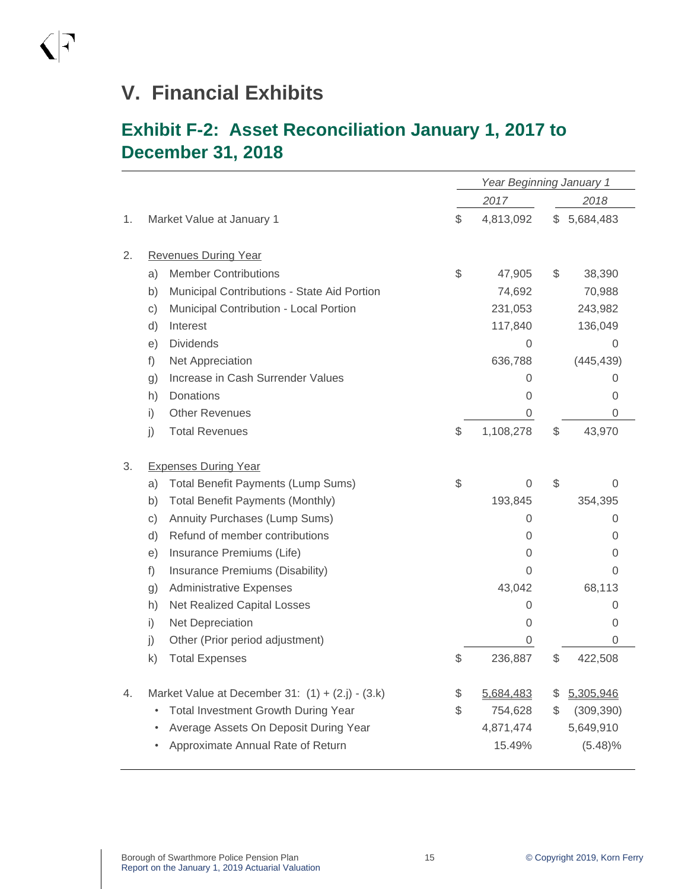# V. Financial Exhibits

## Exhibit F-2: Asset Reconciliation January 1, 2017 to December 31, 2018

| | | | *Year Beginning January 1* | |
|---|---|---|---|---|
| | | | *2017* | *2018* |
| 1. | Market Value at January 1 | | $ 4,813,092 | $ 5,684,483 |
| 2. | Revenues During Year | | | |
| | a) | Member Contributions | $ 47,905 | $ 38,390 |
| | b) | Municipal Contributions - State Aid Portion | 74,692 | 70,988 |
| | c) | Municipal Contribution - Local Portion | 231,053 | 243,982 |
| | d) | Interest | 117,840 | 136,049 |
| | e) | Dividends | 0 | 0 |
| | f) | Net Appreciation | 636,788 | (445,439) |
| | g) | Increase in Cash Surrender Values | 0 | 0 |
| | h) | Donations | 0 | 0 |
| | i) | Other Revenues | 0 | 0 |
| | j) | Total Revenues | $ 1,108,278 | $ 43,970 |
| 3. | Expenses During Year | | | |
| | a) | Total Benefit Payments (Lump Sums) | $ 0 | $ 0 |
| | b) | Total Benefit Payments (Monthly) | 193,845 | 354,395 |
| | c) | Annuity Purchases (Lump Sums) | 0 | 0 |
| | d) | Refund of member contributions | 0 | 0 |
| | e) | Insurance Premiums (Life) | 0 | 0 |
| | f) | Insurance Premiums (Disability) | 0 | 0 |
| | g) | Administrative Expenses | 43,042 | 68,113 |
| | h) | Net Realized Capital Losses | 0 | 0 |
| | i) | Net Depreciation | 0 | 0 |
| | j) | Other (Prior period adjustment) | 0 | 0 |
| | k) | Total Expenses | $ 236,887 | $ 422,508 |
| 4. | Market Value at December 31: (1) + (2.j) - (3.k) | | $ 5,684,483 | $ 5,305,946 |
| | • | Total Investment Growth During Year | $ 754,628 | $ (309,390) |
| | • | Average Assets On Deposit During Year | 4,871,474 | 5,649,910 |
| | • | Approximate Annual Rate of Return | 15.49% | (5.48)% |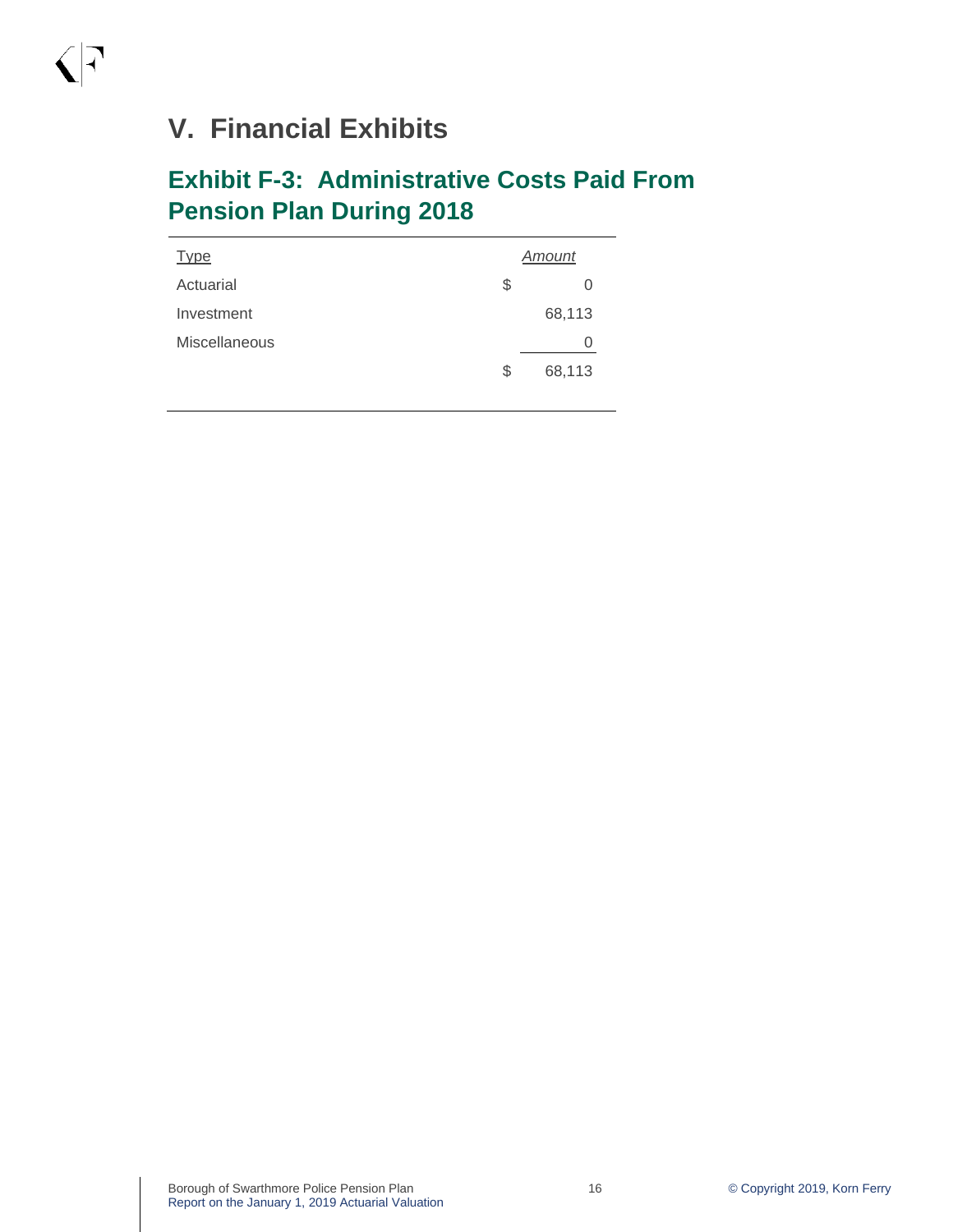# V. Financial Exhibits

## Exhibit F-3: Administrative Costs Paid From Pension Plan During 2018

| Type | Amount |
|---|---|
| Actuarial | $ 0 |
| Investment | 68,113 |
| Miscellaneous | 0 |
| | $ 68,113 |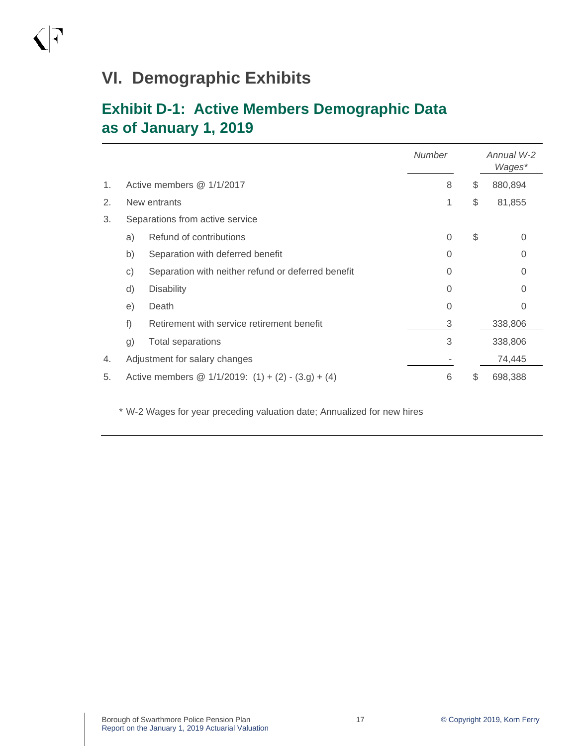# VI. Demographic Exhibits

## Exhibit D-1: Active Members Demographic Data as of January 1, 2019

| | | | *Number* | | *Annual W-2 Wages** |
|---|---|---|---|---|---|
| 1. | Active members @ 1/1/2017 | | 8 | $ | 880,894 |
| 2. | New entrants | | 1 | $ | 81,855 |
| 3. | Separations from active service | | | | |
| | a) | Refund of contributions | 0 | $ | 0 |
| | b) | Separation with deferred benefit | 0 | | 0 |
| | c) | Separation with neither refund or deferred benefit | 0 | | 0 |
| | d) | Disability | 0 | | 0 |
| | e) | Death | 0 | | 0 |
| | f) | Retirement with service retirement benefit | 3 | | 338,806 |
| | g) | Total separations | 3 | | 338,806 |
| 4. | Adjustment for salary changes | | - | | 74,445 |
| 5. | Active members @ 1/1/2019: (1) + (2) - (3.g) + (4) | | 6 | $ | 698,388 |

* W-2 Wages for year preceding valuation date; Annualized for new hires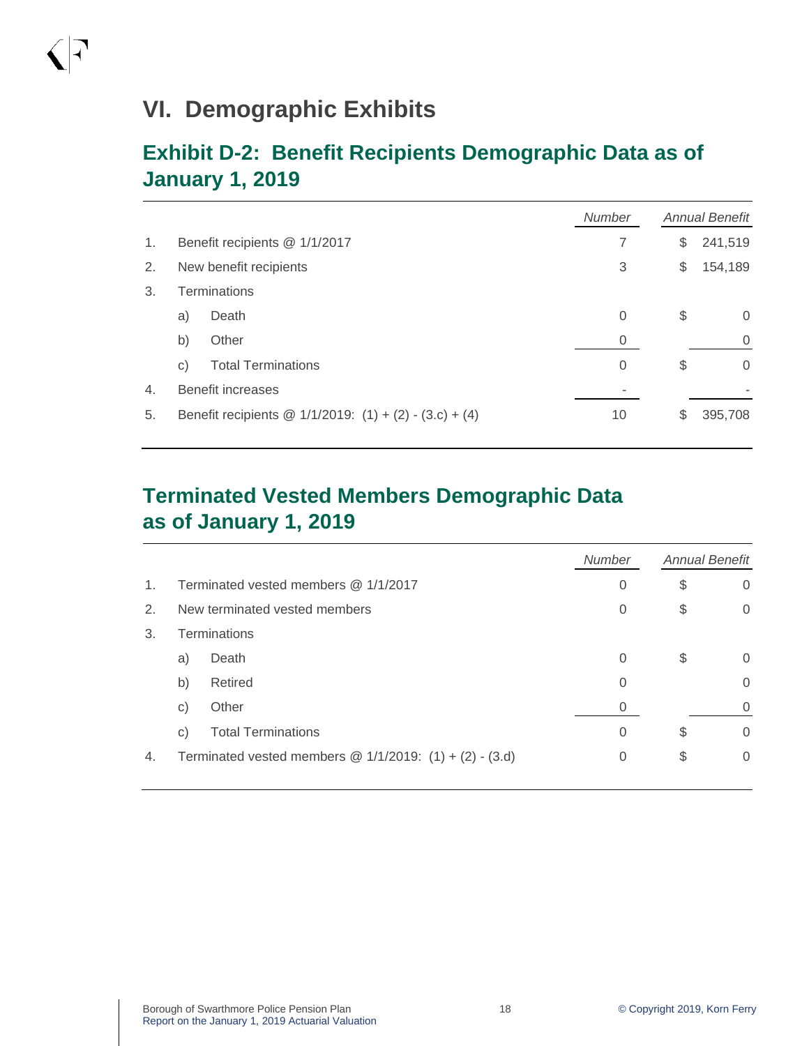# VI. Demographic Exhibits

## Exhibit D-2: Benefit Recipients Demographic Data as of January 1, 2019

| | | | *Number* | *Annual Benefit* |
|---|---|---|---|---|
| 1. | Benefit recipients @ 1/1/2017 | | 7 | $ 241,519 |
| 2. | New benefit recipients | | 3 | $ 154,189 |
| 3. | Terminations | | | |
| | a) | Death | 0 | $ 0 |
| | b) | Other | 0 | 0 |
| | c) | Total Terminations | 0 | $ 0 |
| 4. | Benefit increases | | - | - |
| 5. | Benefit recipients @ 1/1/2019: (1) + (2) - (3.c) + (4) | | 10 | $ 395,708 |

## Terminated Vested Members Demographic Data as of January 1, 2019

| | | | *Number* | *Annual Benefit* |
|---|---|---|---|---|
| 1. | Terminated vested members @ 1/1/2017 | | 0 | $ 0 |
| 2. | New terminated vested members | | 0 | $ 0 |
| 3. | Terminations | | | |
| | a) | Death | 0 | $ 0 |
| | b) | Retired | 0 | 0 |
| | c) | Other | 0 | 0 |
| | c) | Total Terminations | 0 | $ 0 |
| 4. | Terminated vested members @ 1/1/2019: (1) + (2) - (3.d) | | 0 | $ 0 |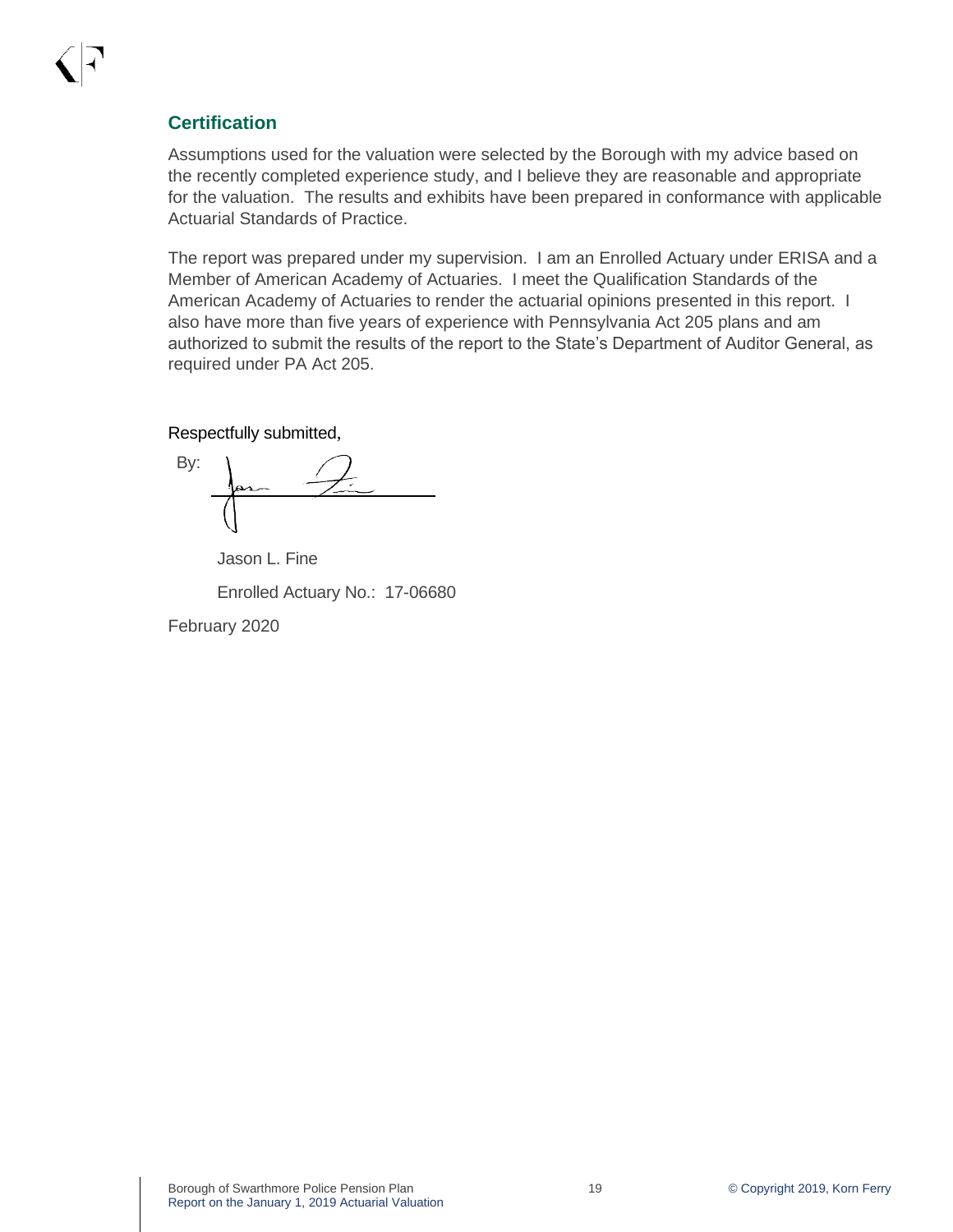## Certification

Assumptions used for the valuation were selected by the Borough with my advice based on the recently completed experience study, and I believe they are reasonable and appropriate for the valuation. The results and exhibits have been prepared in conformance with applicable Actuarial Standards of Practice.

The report was prepared under my supervision. I am an Enrolled Actuary under ERISA and a Member of American Academy of Actuaries. I meet the Qualification Standards of the American Academy of Actuaries to render the actuarial opinions presented in this report. I also have more than five years of experience with Pennsylvania Act 205 plans and am authorized to submit the results of the report to the State's Department of Auditor General, as required under PA Act 205.

Respectfully submitted,

By: ______________________

Jason L. Fine

Enrolled Actuary No.: 17-06680

February 2020